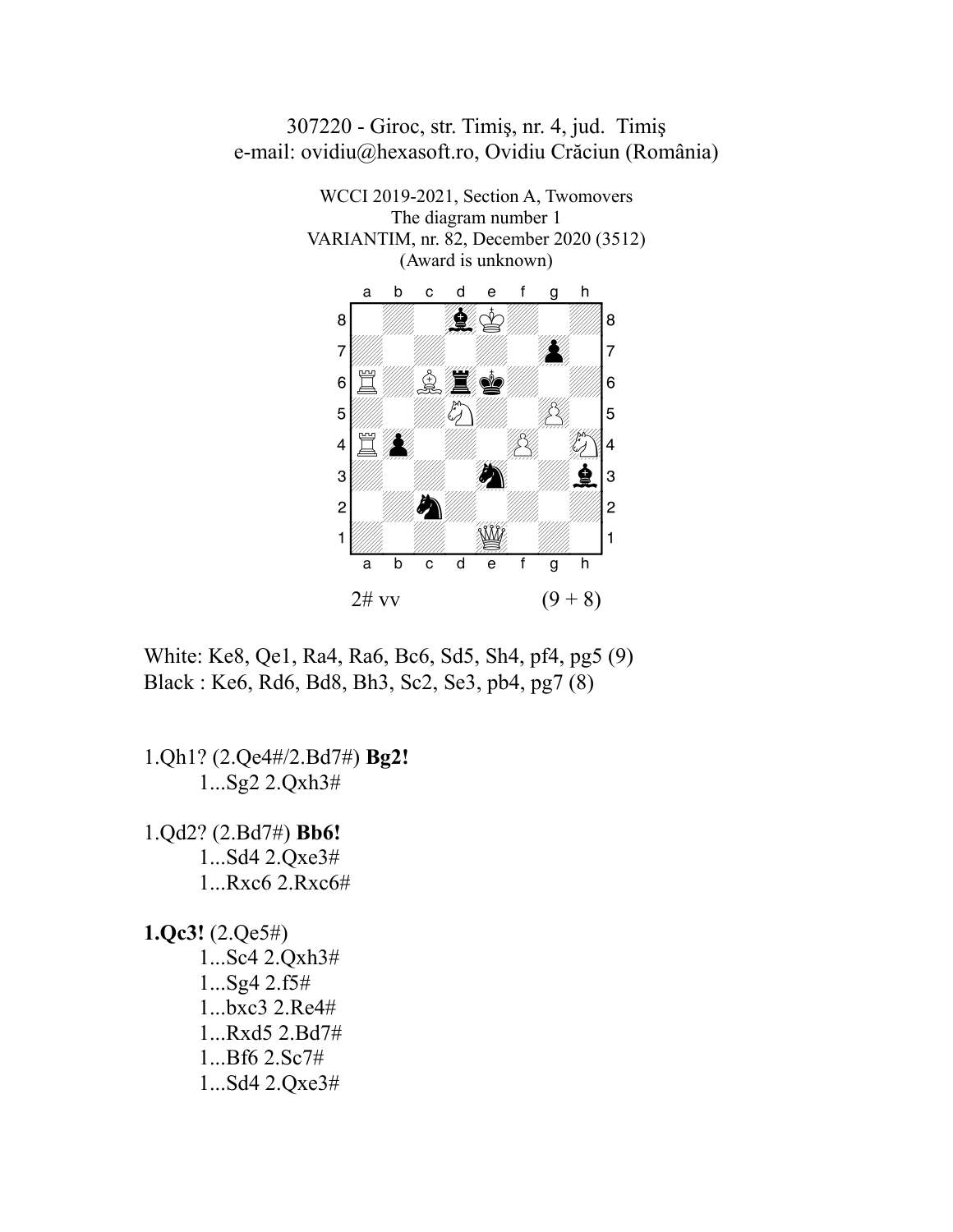307220 - Giroc, str. Timiş, nr. 4, jud. Timiş
e-mail: ovidiu@hexasoft.ro, Ovidiu Crăciun (România)

WCCI 2019-2021, Section A, Twomovers
The diagram number 1
VARIANTIM, nr. 82, December 2020 (3512)
(Award is unknown)

2# vv (9 + 8)

White: Ke8, Qe1, Ra4, Ra6, Bc6, Sd5, Sh4, pf4, pg5 (9)
Black : Ke6, Rd6, Bd8, Bh3, Sc2, Se3, pb4, pg7 (8)

1.Qh1? (2.Qe4#/2.Bd7#) **Bg2!**
- 1...Sg2 2.Qxh3#

1.Qd2? (2.Bd7#) **Bb6!**
- 1...Sd4 2.Qxe3#
- 1...Rxc6 2.Rxc6#

**1.Qc3!** (2.Qe5#)
- 1...Sc4 2.Qxh3#
- 1...Sg4 2.f5#
- 1...bxc3 2.Re4#
- 1...Rxd5 2.Bd7#
- 1...Bf6 2.Sc7#
- 1...Sd4 2.Qxe3#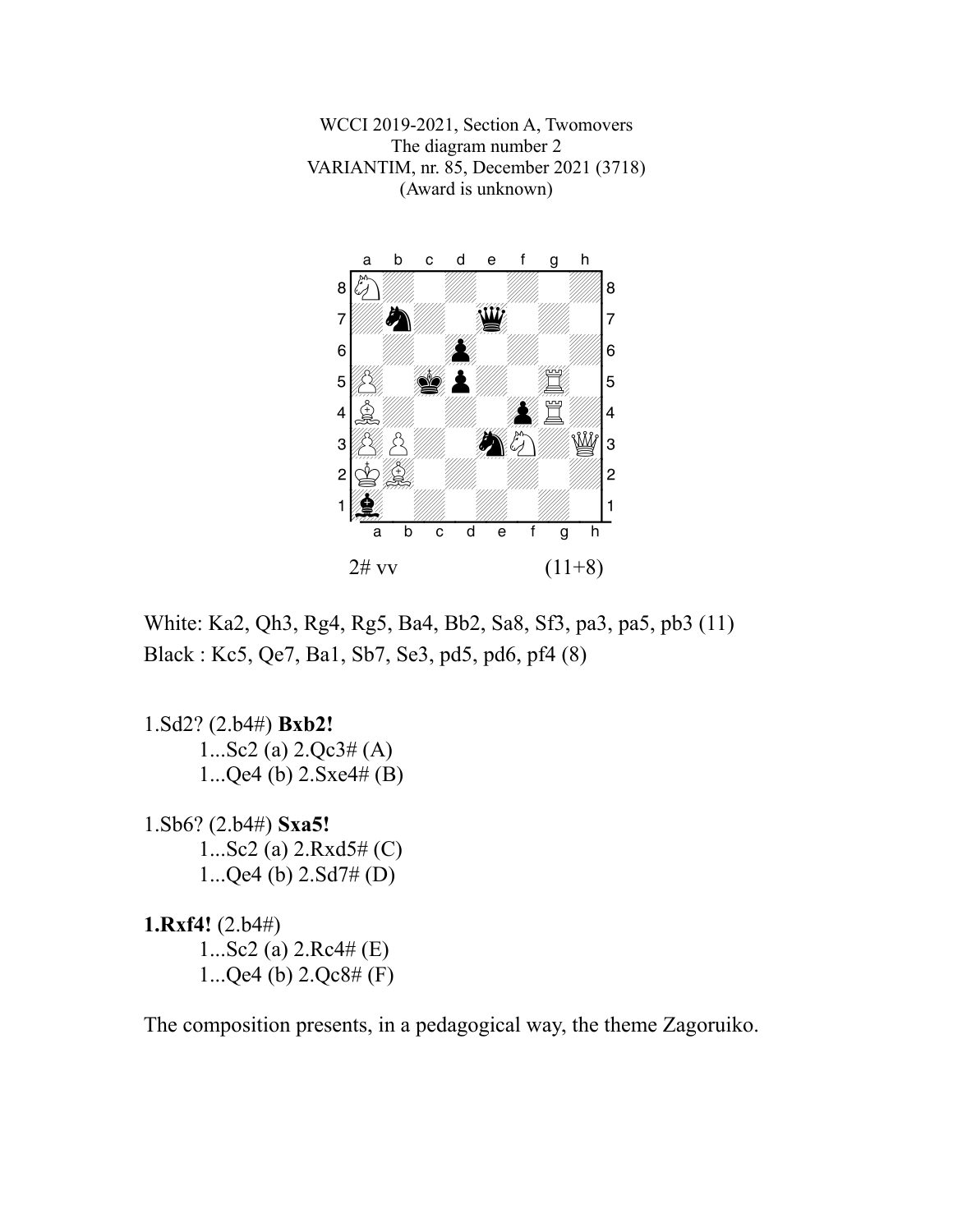WCCI 2019-2021, Section A, Twomovers
The diagram number 2
VARIANTIM, nr. 85, December 2021 (3718)
(Award is unknown)

2# vv (11+8)

White: Ka2, Qh3, Rg4, Rg5, Ba4, Bb2, Sa8, Sf3, pa3, pa5, pb3 (11)
Black : Kc5, Qe7, Ba1, Sb7, Se3, pd5, pd6, pf4 (8)

1.Sd2? (2.b4#) **Bxb2!**
1...Sc2 (a) 2.Qc3# (A)
1...Qe4 (b) 2.Sxe4# (B)

1.Sb6? (2.b4#) **Sxa5!**
1...Sc2 (a) 2.Rxd5# (C)
1...Qe4 (b) 2.Sd7# (D)

**1.Rxf4!** (2.b4#)
1...Sc2 (a) 2.Rc4# (E)
1...Qe4 (b) 2.Qc8# (F)

The composition presents, in a pedagogical way, the theme Zagoruiko.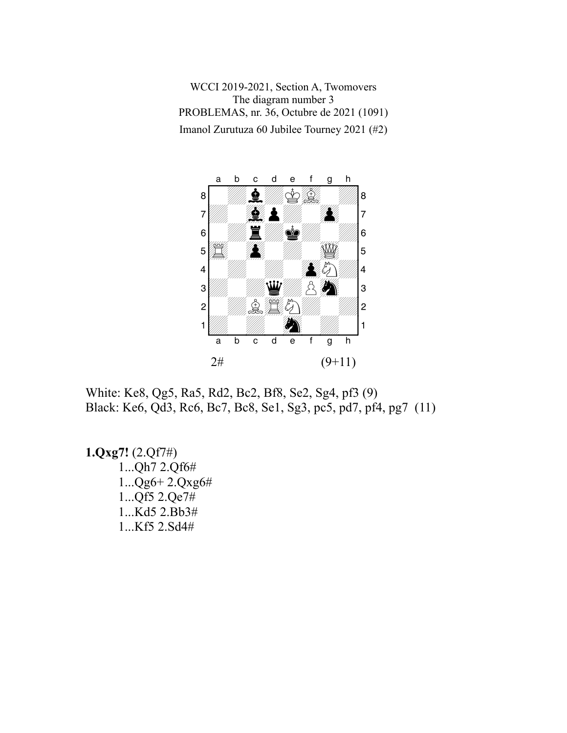WCCI 2019-2021, Section A, Twomovers
The diagram number 3
PROBLEMAS, nr. 36, Octubre de 2021 (1091)
Imanol Zurutuza 60 Jubilee Tourney 2021 (#2)

2# (9+11)

White: Ke8, Qg5, Ra5, Rd2, Bc2, Bf8, Se2, Sg4, pf3 (9)
Black: Ke6, Qd3, Rc6, Bc7, Bc8, Se1, Sg3, pc5, pd7, pf4, pg7 (11)

**1.Qxg7!** (2.Qf7#)

- 1...Qh7 2.Qf6#
- 1...Qg6+ 2.Qxg6#
- 1...Qf5 2.Qe7#
- 1...Kd5 2.Bb3#
- 1...Kf5 2.Sd4#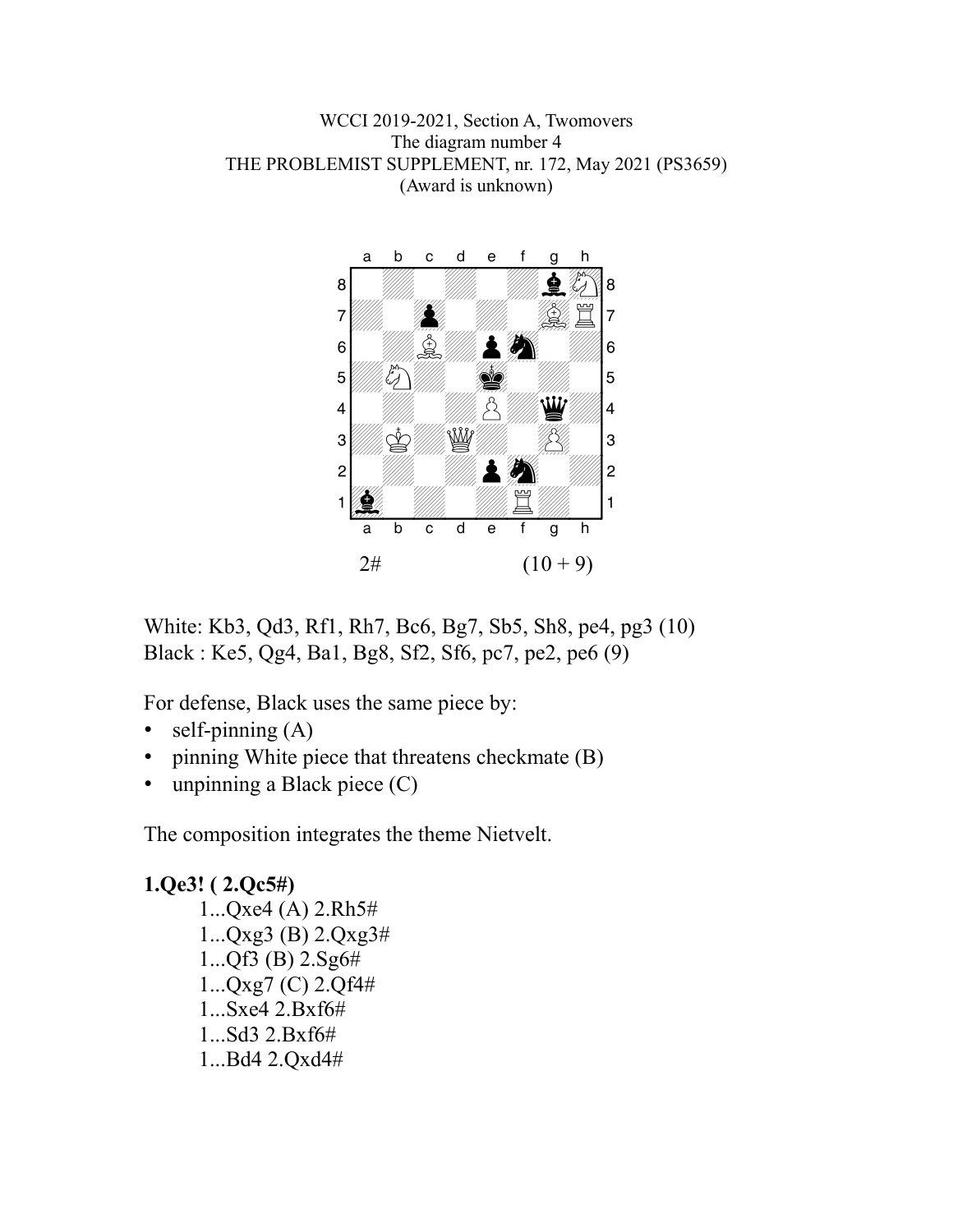WCCI 2019-2021, Section A, Twomovers
The diagram number 4
THE PROBLEMIST SUPPLEMENT, nr. 172, May 2021 (PS3659)
(Award is unknown)

2# (10 + 9)

White: Kb3, Qd3, Rf1, Rh7, Bc6, Bg7, Sb5, Sh8, pe4, pg3 (10)
Black : Ke5, Qg4, Ba1, Bg8, Sf2, Sf6, pc7, pe2, pe6 (9)

For defense, Black uses the same piece by:

- self-pinning (A)
- pinning White piece that threatens checkmate (B)
- unpinning a Black piece (C)

The composition integrates the theme Nietvelt.

**1.Qe3! ( 2.Qc5#)**

1...Qxe4 (A) 2.Rh5#
1...Qxg3 (B) 2.Qxg3#
1...Qf3 (B) 2.Sg6#
1...Qxg7 (C) 2.Qf4#
1...Sxe4 2.Bxf6#
1...Sd3 2.Bxf6#
1...Bd4 2.Qxd4#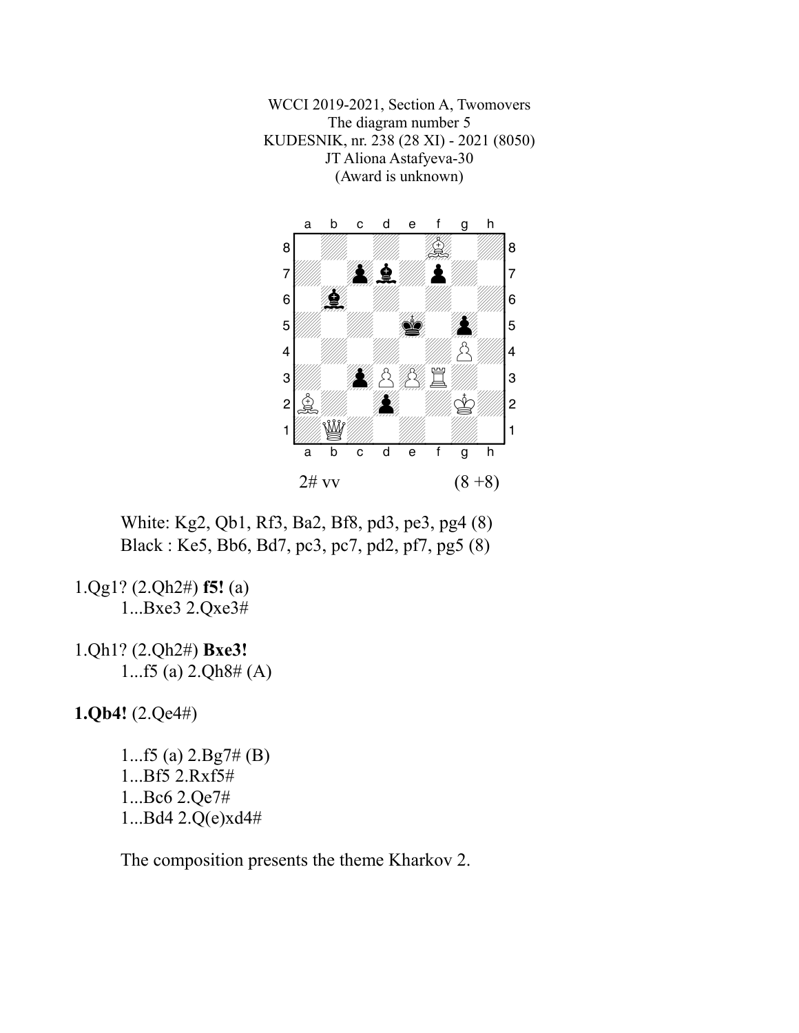WCCI 2019-2021, Section A, Twomovers
The diagram number 5
KUDESNIK, nr. 238 (28 XI) - 2021 (8050)
JT Aliona Astafyeva-30
(Award is unknown)

2# vv (8 +8)

White: Kg2, Qb1, Rf3, Ba2, Bf8, pd3, pe3, pg4 (8)
Black : Ke5, Bb6, Bd7, pc3, pc7, pd2, pf7, pg5 (8)

1.Qg1? (2.Qh2#) **f5!** (a)
1...Bxe3 2.Qxe3#

1.Qh1? (2.Qh2#) **Bxe3!**
1...f5 (a) 2.Qh8# (A)

**1.Qb4!** (2.Qe4#)

1...f5 (a) 2.Bg7# (B)
1...Bf5 2.Rxf5#
1...Bc6 2.Qe7#
1...Bd4 2.Q(e)xd4#

The composition presents the theme Kharkov 2.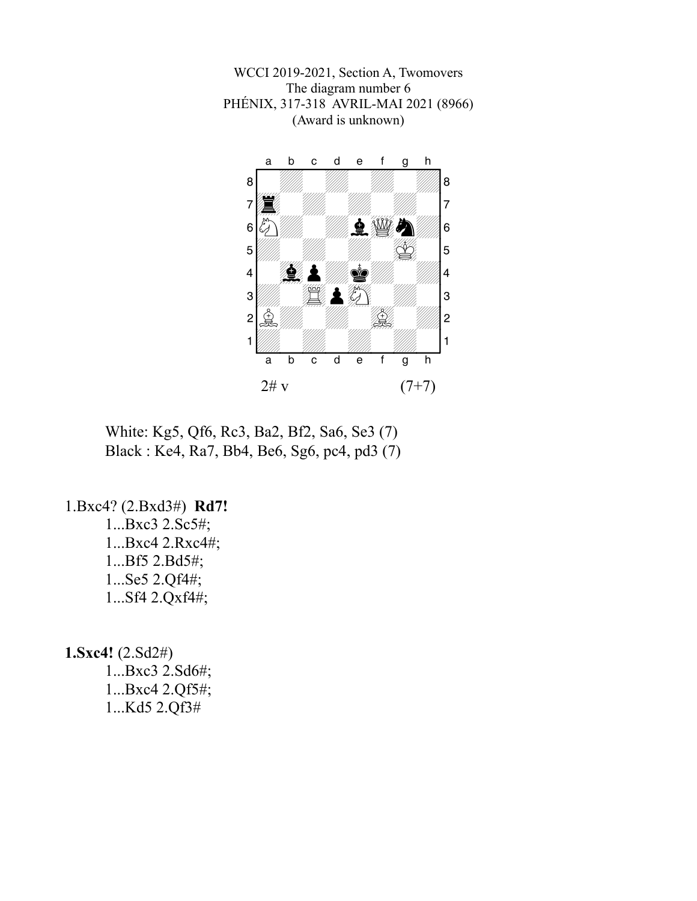WCCI 2019-2021, Section A, Twomovers
The diagram number 6
PHÉNIX, 317-318 AVRIL-MAI 2021 (8966)
(Award is unknown)

2# v (7+7)

White: Kg5, Qf6, Rc3, Ba2, Bf2, Sa6, Se3 (7)
Black : Ke4, Ra7, Bb4, Be6, Sg6, pc4, pd3 (7)

1.Bxc4? (2.Bxd3#) **Rd7!**

- 1...Bxc3 2.Sc5#;
- 1...Bxc4 2.Rxc4#;
- 1...Bf5 2.Bd5#;
- 1...Se5 2.Qf4#;
- 1...Sf4 2.Qxf4#;

**1.Sxc4!** (2.Sd2#)

- 1...Bxc3 2.Sd6#;
- 1...Bxc4 2.Qf5#;
- 1...Kd5 2.Qf3#